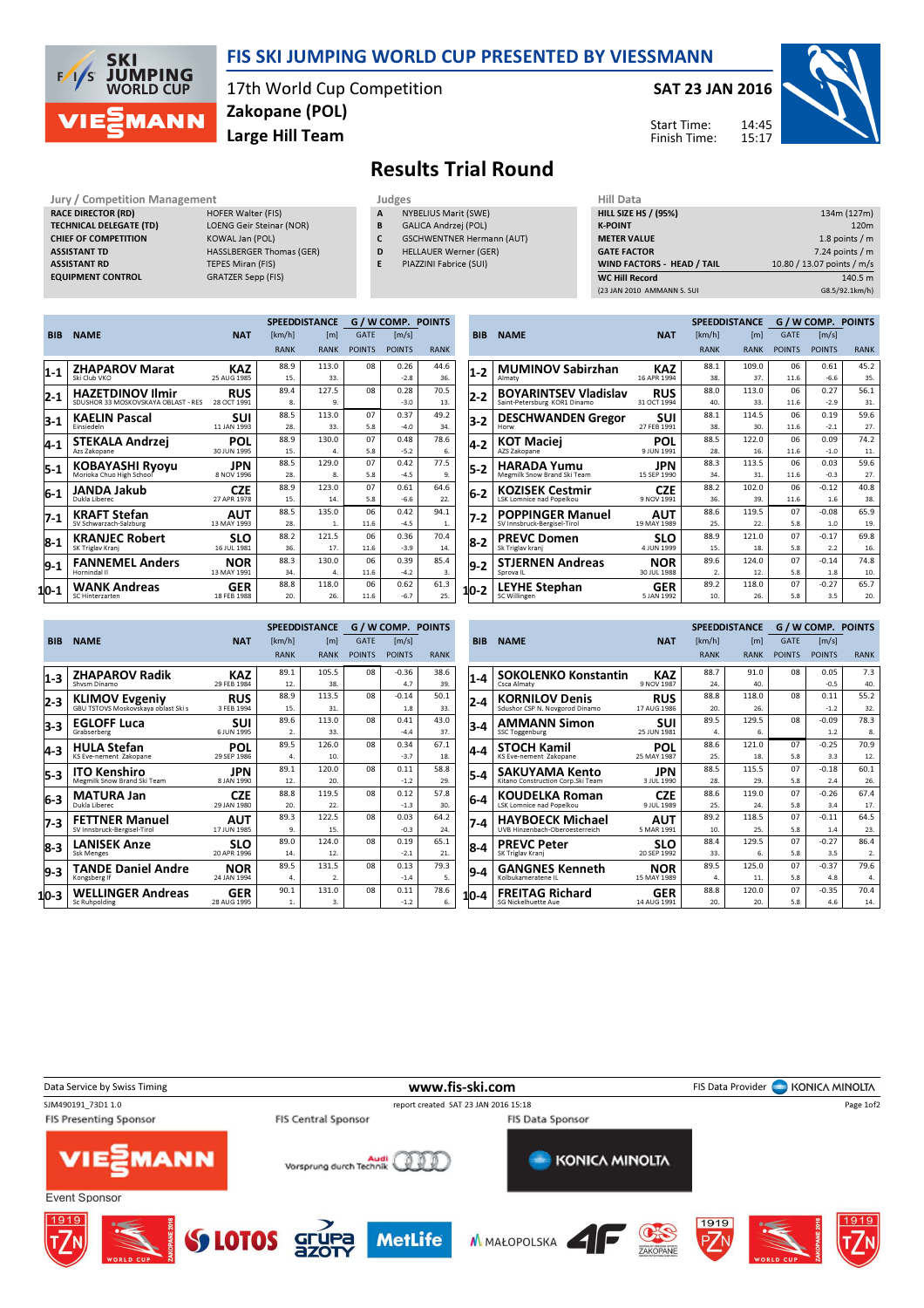# FIS SKI JUMPING WORLD CUP PRESENTED BY VIESSMANN

17th World Cup Competition
**Zakopane (POL)**
**Large Hill Team**

**SAT 23 JAN 2016**

Start Time: 14:45
Finish Time: 15:17

## Results Trial Round

**Jury / Competition Management**

| | |
|---|---|
| RACE DIRECTOR (RD) | HOFER Walter (FIS) |
| TECHNICAL DELEGATE (TD) | LOENG Geir Steinar (NOR) |
| CHIEF OF COMPETITION | KOWAL Jan (POL) |
| ASSISTANT TD | HASSLBERGER Thomas (GER) |
| ASSISTANT RD | TEPES Miran (FIS) |
| EQUIPMENT CONTROL | GRATZER Sepp (FIS) |

**Judges**

| | |
|---|---|
| A | NYBELIUS Marit (SWE) |
| B | GALICA Andrzej (POL) |
| C | GSCHWENTNER Hermann (AUT) |
| D | HELLAUER Werner (GER) |
| E | PIAZZINI Fabrice (SUI) |

**Hill Data**

| | |
|---|---|
| HILL SIZE HS / (95%) | 134m (127m) |
| K-POINT | 120m |
| METER VALUE | 1.8 points / m |
| GATE FACTOR | 7.24 points / m |
| WIND FACTORS - HEAD / TAIL | 10.80 / 13.07 points / m/s |
| WC Hill Record | 140.5 m |
| (23 JAN 2010 AMMANN S. SUI | G8.5/92.1km/h) |

| BIB | NAME | NAT | SPEED [km/h] | DISTANCE [m] | GATE | W COMP. [m/s] | POINTS |
|---|---|---|---|---|---|---|---|
| | | | RANK | RANK | POINTS | POINTS | RANK |
| 1-1 | ZHAPAROV Marat<br>Ski Club VKO | KAZ<br>25 AUG 1985 | 88.9<br>15. | 113.0<br>33. | 08 | 0.26<br>-2.8 | 44.6<br>36. |
| 2-1 | HAZETDINOV Ilmir<br>SDUSHOR 33 MOSKOVSKAYA OBLAST - RES | RUS<br>28 OCT 1991 | 89.4<br>8. | 127.5<br>9. | 08 | 0.28<br>-3.0 | 70.5<br>13. |
| 3-1 | KAELIN Pascal<br>Einsiedeln | SUI<br>11 JAN 1993 | 88.5<br>28. | 113.0<br>33. | 07<br>5.8 | 0.37<br>-4.0 | 49.2<br>34. |
| 4-1 | STEKALA Andrzej<br>Azs Zakopane | POL<br>30 JUN 1995 | 88.9<br>15. | 130.0<br>4. | 07<br>5.8 | 0.48<br>-5.2 | 78.6<br>6. |
| 5-1 | KOBAYASHI Ryoyu<br>Morioka Chuo High School | JPN<br>8 NOV 1996 | 88.5<br>28. | 129.0<br>8. | 07<br>5.8 | 0.42<br>-4.5 | 77.5<br>9. |
| 6-1 | JANDA Jakub<br>Dukla Liberec | CZE<br>27 APR 1978 | 88.9<br>15. | 123.0<br>14. | 07<br>5.8 | 0.61<br>-6.6 | 64.6<br>22. |
| 7-1 | KRAFT Stefan<br>SV Schwarzach-Salzburg | AUT<br>13 MAY 1993 | 88.5<br>28. | 135.0<br>1. | 06<br>11.6 | 0.42<br>-4.5 | 94.1<br>1. |
| 8-1 | KRANJEC Robert<br>SK Triglav Kranj | SLO<br>16 JUL 1981 | 88.2<br>36. | 121.5<br>17. | 06<br>11.6 | 0.36<br>-3.9 | 70.4<br>14. |
| 9-1 | FANNEMEL Anders<br>Hornindal Il | NOR<br>13 MAY 1991 | 88.3<br>34. | 130.0<br>4. | 06<br>11.6 | 0.39<br>-4.2 | 85.4<br>3. |
| 10-1 | WANK Andreas<br>SC Hinterzarten | GER<br>18 FEB 1988 | 88.8<br>20. | 118.0<br>26. | 06<br>11.6 | 0.62<br>-6.7 | 61.3<br>25. |
| 1-2 | MUMINOV Sabirzhan<br>Almaty | KAZ<br>16 APR 1994 | 88.1<br>38. | 109.0<br>37. | 06<br>11.6 | 0.61<br>-6.6 | 45.2<br>35. |
| 2-2 | BOYARINTSEV Vladislav<br>Saint-Petersburg KOR1 Dinamo | RUS<br>31 OCT 1994 | 88.0<br>40. | 113.0<br>33. | 06<br>11.6 | 0.27<br>-2.9 | 56.1<br>31. |
| 3-2 | DESCHWANDEN Gregor<br>Horw | SUI<br>27 FEB 1991 | 88.1<br>38. | 114.5<br>30. | 06<br>11.6 | 0.19<br>-2.1 | 59.6<br>27. |
| 4-2 | KOT Maciej<br>AZS Zakopane | POL<br>9 JUN 1991 | 88.5<br>28. | 122.0<br>16. | 06<br>11.6 | 0.09<br>-1.0 | 74.2<br>11. |
| 5-2 | HARADA Yumu<br>Megmilk Snow Brand Ski Team | JPN<br>15 SEP 1990 | 88.3<br>34. | 113.5<br>31. | 06<br>11.6 | 0.03<br>-0.3 | 59.6<br>27. |
| 6-2 | KOZISEK Cestmir<br>LSK Lomnice nad Popelkou | CZE<br>9 NOV 1991 | 88.2<br>36. | 102.0<br>39. | 06<br>11.6 | -0.12<br>1.6 | 40.8<br>38. |
| 7-2 | POPPINGER Manuel<br>SV Innsbruck-Bergisel-Tirol | AUT<br>19 MAY 1989 | 88.6<br>25. | 119.5<br>22. | 07<br>5.8 | -0.08<br>1.0 | 65.9<br>19. |
| 8-2 | PREVC Domen<br>Sk Triglav kranj | SLO<br>4 JUN 1999 | 88.9<br>15. | 121.0<br>18. | 07<br>5.8 | -0.17<br>2.2 | 69.8<br>16. |
| 9-2 | STJERNEN Andreas<br>Sprova IL | NOR<br>30 JUL 1988 | 89.6<br>2. | 124.0<br>12. | 07<br>5.8 | -0.14<br>1.8 | 74.8<br>10. |
| 10-2 | LEYHE Stephan<br>SC Willingen | GER<br>5 JAN 1992 | 89.2<br>10. | 118.0<br>26. | 07<br>5.8 | -0.27<br>3.5 | 65.7<br>20. |
| 1-3 | ZHAPAROV Radik<br>Shvsm Dinamo | KAZ<br>29 FEB 1984 | 89.1<br>12. | 105.5<br>38. | 08 | -0.36<br>4.7 | 38.6<br>39. |
| 2-3 | KLIMOV Evgeniy<br>GBU TSTOVS Moskovskaya oblast Ski s | RUS<br>3 FEB 1994 | 88.9<br>15. | 113.5<br>31. | 08 | -0.14<br>1.8 | 50.1<br>33. |
| 3-3 | EGLOFF Luca<br>Grabserberg | SUI<br>6 JUN 1995 | 89.6<br>2. | 113.0<br>33. | 08 | 0.41<br>-4.4 | 43.0<br>37. |
| 4-3 | HULA Stefan<br>KS Eve-nement Zakopane | POL<br>29 SEP 1986 | 89.5<br>4. | 126.0<br>10. | 08 | 0.34<br>-3.7 | 67.1<br>18. |
| 5-3 | ITO Kenshiro<br>Megmilk Snow Brand Ski Team | JPN<br>8 JAN 1990 | 89.1<br>12. | 120.0<br>20. | 08 | 0.11<br>-1.2 | 58.8<br>29. |
| 6-3 | MATURA Jan<br>Dukla Liberec | CZE<br>29 JAN 1980 | 88.8<br>20. | 119.5<br>22. | 08 | 0.12<br>-1.3 | 57.8<br>30. |
| 7-3 | FETTNER Manuel<br>SV Innsbruck-Bergisel-Tirol | AUT<br>17 JUN 1985 | 89.3<br>9. | 122.5<br>15. | 08 | 0.03<br>-0.3 | 64.2<br>24. |
| 8-3 | LANISEK Anze<br>Ssk Menges | SLO<br>20 APR 1996 | 89.0<br>14. | 124.0<br>12. | 08 | 0.19<br>-2.1 | 65.1<br>21. |
| 9-3 | TANDE Daniel Andre<br>Kongsberg If | NOR<br>24 JAN 1994 | 89.5<br>4. | 131.5<br>2. | 08 | 0.13<br>-1.4 | 79.3<br>5. |
| 10-3 | WELLINGER Andreas<br>Sc Ruhpolding | GER<br>28 AUG 1995 | 90.1<br>1. | 131.0<br>3. | 08 | 0.11<br>-1.2 | 78.6<br>6. |
| 1-4 | SOKOLENKO Konstantin<br>Csca Almaty | KAZ<br>9 NOV 1987 | 88.7<br>24. | 91.0<br>40. | 08 | 0.05<br>-0.5 | 7.3<br>40. |
| 2-4 | KORNILOV Denis<br>Sdushor CSP N. Novgorod Dinamo | RUS<br>17 AUG 1986 | 88.8<br>20. | 118.0<br>26. | 08 | 0.11<br>-1.2 | 55.2<br>32. |
| 3-4 | AMMANN Simon<br>SSC Toggenburg | SUI<br>25 JUN 1981 | 89.5<br>4. | 129.5<br>6. | 08 | -0.09<br>1.2 | 78.3<br>8. |
| 4-4 | STOCH Kamil<br>KS Eve-nement Zakopane | POL<br>25 MAY 1987 | 88.6<br>25. | 121.0<br>18. | 07<br>5.8 | -0.25<br>3.3 | 70.9<br>12. |
| 5-4 | SAKUYAMA Kento<br>Kitano Construction Corp.Ski Team | JPN<br>3 JUL 1990 | 88.5<br>28. | 115.5<br>29. | 07<br>5.8 | -0.18<br>2.4 | 60.1<br>26. |
| 6-4 | KOUDELKA Roman<br>LSK Lomnice nad Popelkou | CZE<br>9 JUL 1989 | 88.6<br>25. | 119.0<br>24. | 07<br>5.8 | -0.26<br>3.4 | 67.4<br>17. |
| 7-4 | HAYBOECK Michael<br>UVB Hinzenbach-Oberoesterreich | AUT<br>5 MAR 1991 | 89.2<br>10. | 118.5<br>25. | 07<br>5.8 | -0.11<br>1.4 | 64.5<br>23. |
| 8-4 | PREVC Peter<br>SK Triglav Kranj | SLO<br>20 SEP 1992 | 88.4<br>33. | 129.5<br>6. | 07<br>5.8 | -0.27<br>3.5 | 86.4<br>2. |
| 9-4 | GANGNES Kenneth<br>Kolbukameratene IL | NOR<br>15 MAY 1989 | 89.5<br>4. | 125.0<br>11. | 07<br>5.8 | -0.37<br>4.8 | 79.6<br>4. |
| 10-4 | FREITAG Richard<br>SG Nickelhuette Aue | GER<br>14 AUG 1991 | 88.8<br>20. | 120.0<br>20. | 07<br>5.8 | -0.35<br>4.6 | 70.4<br>14. |

Data Service by Swiss Timing — www.fis-ski.com — FIS Data Provider KONICA MINOLTA

SJM490191_73D1 1.0 — report created SAT 23 JAN 2016 15:18

FIS Presenting Sponsor: VIESSMANN — FIS Central Sponsor: Audi — FIS Data Sponsor: KONICA MINOLTA

Event Sponsor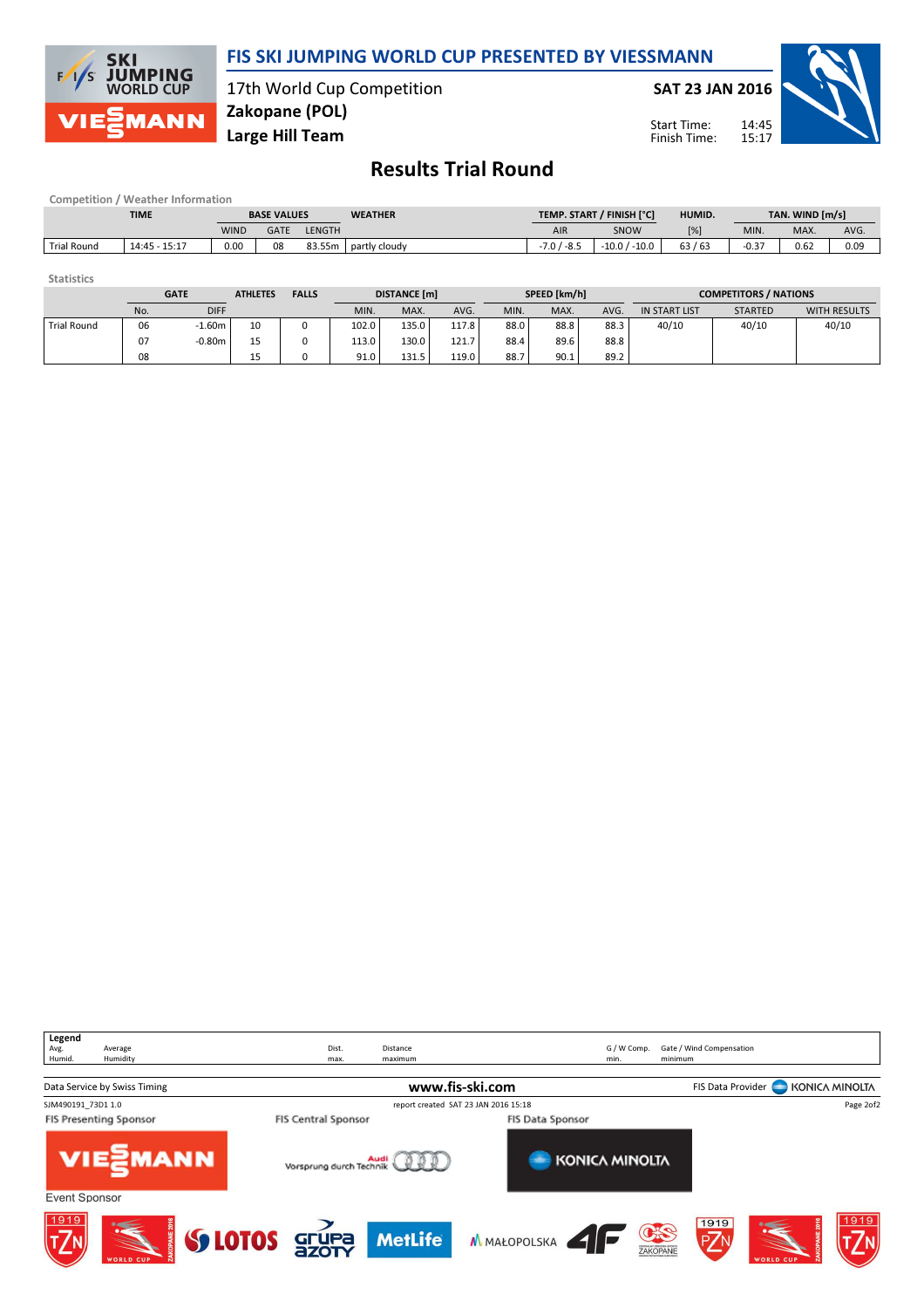# FIS SKI JUMPING WORLD CUP PRESENTED BY VIESSMANN

17th World Cup Competition
**Zakopane (POL)**
**Large Hill Team**

**SAT 23 JAN 2016**

Start Time: 14:45
Finish Time: 15:17

## Results Trial Round

Competition / Weather Information

| | TIME | BASE VALUES | | | WEATHER | TEMP. START / FINISH [°C] | | HUMID. | TAN. WIND [m/s] | | |
|---|---|---|---|---|---|---|---|---|---|---|---|
| | | WIND | GATE | LENGTH | | AIR | SNOW | [%] | MIN. | MAX. | AVG. |
| Trial Round | 14:45 - 15:17 | 0.00 | 08 | 83.55m | partly cloudy | -7.0 / -8.5 | -10.0 / -10.0 | 63 / 63 | -0.37 | 0.62 | 0.09 |

Statistics

| | GATE | | ATHLETES | FALLS | DISTANCE [m] | | | SPEED [km/h] | | | COMPETITORS / NATIONS | | |
|---|---|---|---|---|---|---|---|---|---|---|---|---|---|
| | No. | DIFF | | | MIN. | MAX. | AVG. | MIN. | MAX. | AVG. | IN START LIST | STARTED | WITH RESULTS |
| Trial Round | 06 | -1.60m | 10 | 0 | 102.0 | 135.0 | 117.8 | 88.0 | 88.8 | 88.3 | 40/10 | 40/10 | 40/10 |
| | 07 | -0.80m | 15 | 0 | 113.0 | 130.0 | 121.7 | 88.4 | 89.6 | 88.8 | | | |
| | 08 | | 15 | 0 | 91.0 | 131.5 | 119.0 | 88.7 | 90.1 | 89.2 | | | |

**Legend**

| | | | | | |
|---|---|---|---|---|---|
| Avg. | Average | Dist. | Distance | G / W Comp. | Gate / Wind Compensation |
| Humid. | Humidity | max. | maximum | min. | minimum |

Data Service by Swiss Timing — www.fis-ski.com — FIS Data Provider KONICA MINOLTA

SJM490191_73D1 1.0 — report created SAT 23 JAN 2016 15:18

FIS Presenting Sponsor: VIESSMANN — FIS Central Sponsor: Audi Vorsprung durch Technik — FIS Data Sponsor: KONICA MINOLTA

Event Sponsor: LOTOS, Grupa Azoty, MetLife, Małopolska, 4F, Zakopane